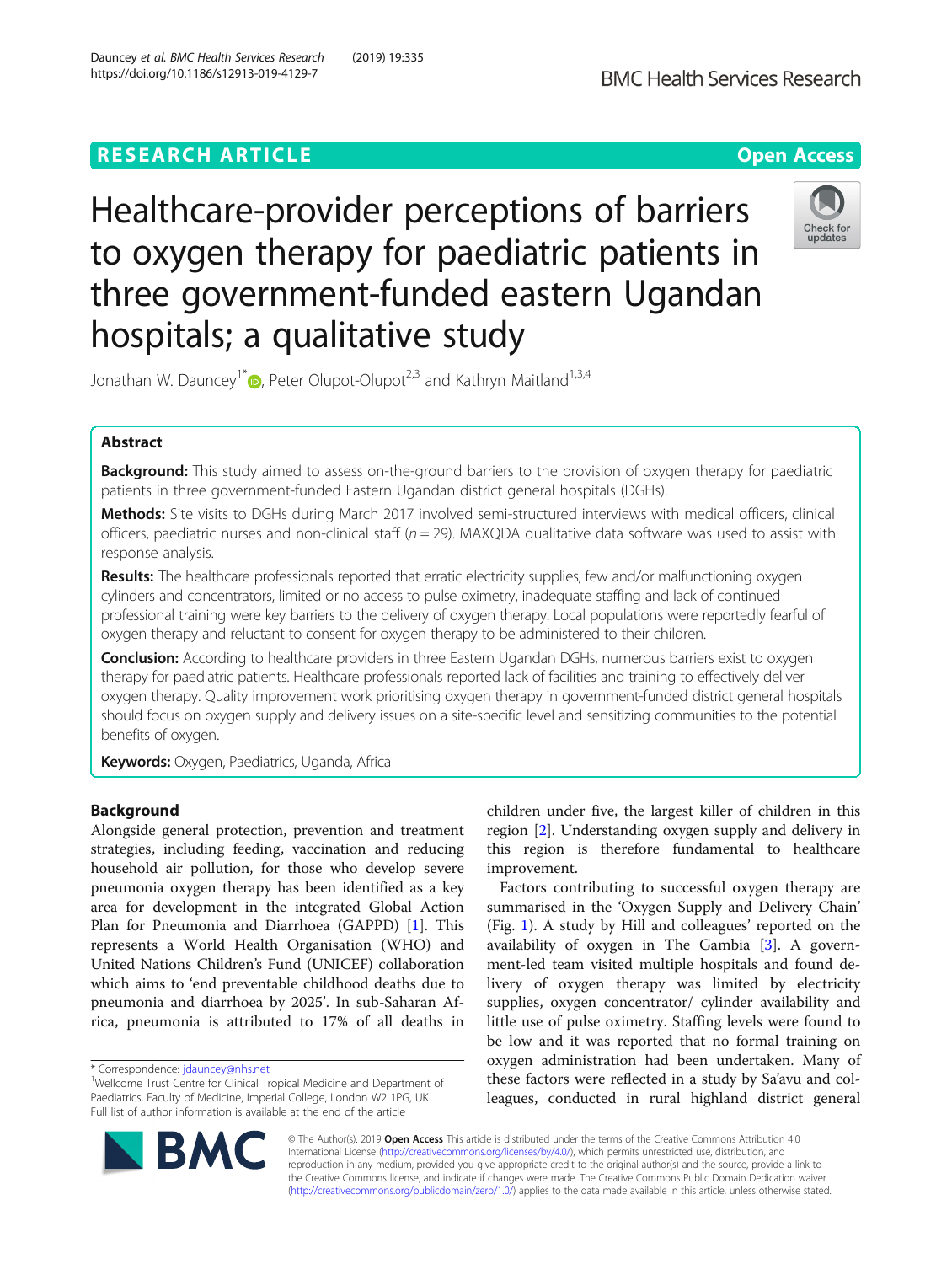RESEARCH ARTICLE

Open Access

# Healthcare-provider perceptions of barriers to oxygen therapy for paediatric patients in three government-funded eastern Ugandan hospitals; a qualitative study

Jonathan W. Dauncey[1*], Peter Olupot-Olupot[2,3] and Kathryn Maitland[1,3,4]

## Abstract

**Background:** This study aimed to assess on-the-ground barriers to the provision of oxygen therapy for paediatric patients in three government-funded Eastern Ugandan district general hospitals (DGHs).

**Methods:** Site visits to DGHs during March 2017 involved semi-structured interviews with medical officers, clinical officers, paediatric nurses and non-clinical staff (n = 29). MAXQDA qualitative data software was used to assist with response analysis.

**Results:** The healthcare professionals reported that erratic electricity supplies, few and/or malfunctioning oxygen cylinders and concentrators, limited or no access to pulse oximetry, inadequate staffing and lack of continued professional training were key barriers to the delivery of oxygen therapy. Local populations were reportedly fearful of oxygen therapy and reluctant to consent for oxygen therapy to be administered to their children.

**Conclusion:** According to healthcare providers in three Eastern Ugandan DGHs, numerous barriers exist to oxygen therapy for paediatric patients. Healthcare professionals reported lack of facilities and training to effectively deliver oxygen therapy. Quality improvement work prioritising oxygen therapy in government-funded district general hospitals should focus on oxygen supply and delivery issues on a site-specific level and sensitizing communities to the potential benefits of oxygen.

**Keywords:** Oxygen, Paediatrics, Uganda, Africa

## Background

Alongside general protection, prevention and treatment strategies, including feeding, vaccination and reducing household air pollution, for those who develop severe pneumonia oxygen therapy has been identified as a key area for development in the integrated Global Action Plan for Pneumonia and Diarrhoea (GAPPD) [1]. This represents a World Health Organisation (WHO) and United Nations Children's Fund (UNICEF) collaboration which aims to 'end preventable childhood deaths due to pneumonia and diarrhoea by 2025'. In sub-Saharan Africa, pneumonia is attributed to 17% of all deaths in children under five, the largest killer of children in this region [2]. Understanding oxygen supply and delivery in this region is therefore fundamental to healthcare improvement.

Factors contributing to successful oxygen therapy are summarised in the 'Oxygen Supply and Delivery Chain' (Fig. 1). A study by Hill and colleagues' reported on the availability of oxygen in The Gambia [3]. A government-led team visited multiple hospitals and found delivery of oxygen therapy was limited by electricity supplies, oxygen concentrator/ cylinder availability and little use of pulse oximetry. Staffing levels were found to be low and it was reported that no formal training on oxygen administration had been undertaken. Many of these factors were reflected in a study by Sa'avu and colleagues, conducted in rural highland district general

* Correspondence: jdauncey@nhs.net
[1]Wellcome Trust Centre for Clinical Tropical Medicine and Department of Paediatrics, Faculty of Medicine, Imperial College, London W2 1PG, UK
Full list of author information is available at the end of the article

© The Author(s). 2019 **Open Access** This article is distributed under the terms of the Creative Commons Attribution 4.0 International License (http://creativecommons.org/licenses/by/4.0/), which permits unrestricted use, distribution, and reproduction in any medium, provided you give appropriate credit to the original author(s) and the source, provide a link to the Creative Commons license, and indicate if changes were made. The Creative Commons Public Domain Dedication waiver (http://creativecommons.org/publicdomain/zero/1.0/) applies to the data made available in this article, unless otherwise stated.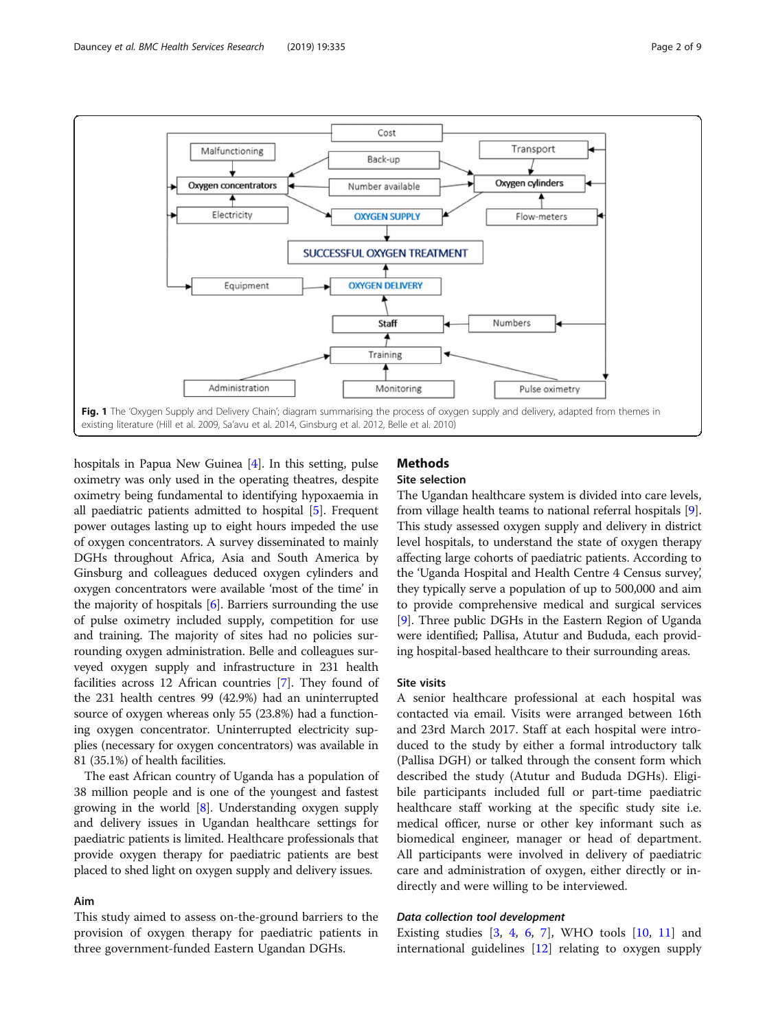Fig. 1 The 'Oxygen Supply and Delivery Chain'; diagram summarising the process of oxygen supply and delivery, adapted from themes in existing literature (Hill et al. 2009, Sa'avu et al. 2014, Ginsburg et al. 2012, Belle et al. 2010)

hospitals in Papua New Guinea [4]. In this setting, pulse oximetry was only used in the operating theatres, despite oximetry being fundamental to identifying hypoxaemia in all paediatric patients admitted to hospital [5]. Frequent power outages lasting up to eight hours impeded the use of oxygen concentrators. A survey disseminated to mainly DGHs throughout Africa, Asia and South America by Ginsburg and colleagues deduced oxygen cylinders and oxygen concentrators were available 'most of the time' in the majority of hospitals [6]. Barriers surrounding the use of pulse oximetry included supply, competition for use and training. The majority of sites had no policies surrounding oxygen administration. Belle and colleagues surveyed oxygen supply and infrastructure in 231 health facilities across 12 African countries [7]. They found of the 231 health centres 99 (42.9%) had an uninterrupted source of oxygen whereas only 55 (23.8%) had a functioning oxygen concentrator. Uninterrupted electricity supplies (necessary for oxygen concentrators) was available in 81 (35.1%) of health facilities.

The east African country of Uganda has a population of 38 million people and is one of the youngest and fastest growing in the world [8]. Understanding oxygen supply and delivery issues in Ugandan healthcare settings for paediatric patients is limited. Healthcare professionals that provide oxygen therapy for paediatric patients are best placed to shed light on oxygen supply and delivery issues.

## Aim

This study aimed to assess on-the-ground barriers to the provision of oxygen therapy for paediatric patients in three government-funded Eastern Ugandan DGHs.

# Methods

## Site selection

The Ugandan healthcare system is divided into care levels, from village health teams to national referral hospitals [9]. This study assessed oxygen supply and delivery in district level hospitals, to understand the state of oxygen therapy affecting large cohorts of paediatric patients. According to the 'Uganda Hospital and Health Centre 4 Census survey', they typically serve a population of up to 500,000 and aim to provide comprehensive medical and surgical services [9]. Three public DGHs in the Eastern Region of Uganda were identified; Pallisa, Atutur and Bududa, each providing hospital-based healthcare to their surrounding areas.

## Site visits

A senior healthcare professional at each hospital was contacted via email. Visits were arranged between 16th and 23rd March 2017. Staff at each hospital were introduced to the study by either a formal introductory talk (Pallisa DGH) or talked through the consent form which described the study (Atutur and Bududa DGHs). Eligibile participants included full or part-time paediatric healthcare staff working at the specific study site i.e. medical officer, nurse or other key informant such as biomedical engineer, manager or head of department. All participants were involved in delivery of paediatric care and administration of oxygen, either directly or indirectly and were willing to be interviewed.

### *Data collection tool development*

Existing studies [3, 4, 6, 7], WHO tools [10, 11] and international guidelines [12] relating to oxygen supply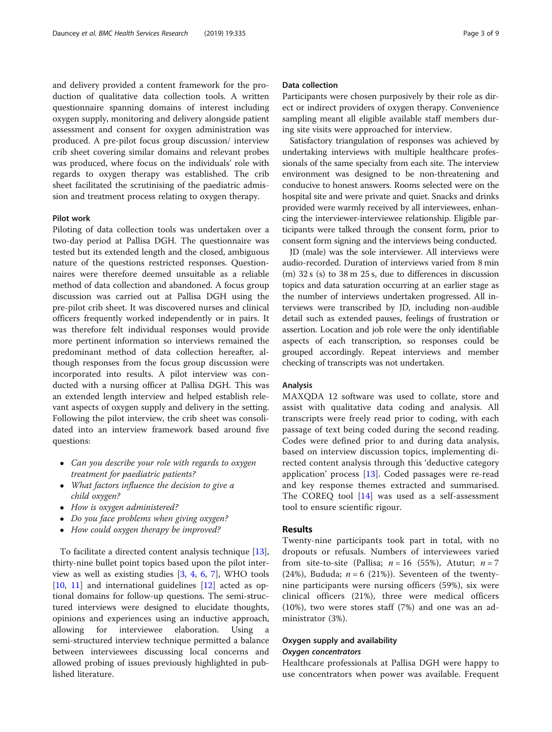and delivery provided a content framework for the production of qualitative data collection tools. A written questionnaire spanning domains of interest including oxygen supply, monitoring and delivery alongside patient assessment and consent for oxygen administration was produced. A pre-pilot focus group discussion/ interview crib sheet covering similar domains and relevant probes was produced, where focus on the individuals' role with regards to oxygen therapy was established. The crib sheet facilitated the scrutinising of the paediatric admission and treatment process relating to oxygen therapy.

### Pilot work

Piloting of data collection tools was undertaken over a two-day period at Pallisa DGH. The questionnaire was tested but its extended length and the closed, ambiguous nature of the questions restricted responses. Questionnaires were therefore deemed unsuitable as a reliable method of data collection and abandoned. A focus group discussion was carried out at Pallisa DGH using the pre-pilot crib sheet. It was discovered nurses and clinical officers frequently worked independently or in pairs. It was therefore felt individual responses would provide more pertinent information so interviews remained the predominant method of data collection hereafter, although responses from the focus group discussion were incorporated into results. A pilot interview was conducted with a nursing officer at Pallisa DGH. This was an extended length interview and helped establish relevant aspects of oxygen supply and delivery in the setting. Following the pilot interview, the crib sheet was consolidated into an interview framework based around five questions:

- *Can you describe your role with regards to oxygen treatment for paediatric patients?*
- *What factors influence the decision to give a child oxygen?*
- *How is oxygen administered?*
- *Do you face problems when giving oxygen?*
- *How could oxygen therapy be improved?*

To facilitate a directed content analysis technique [13], thirty-nine bullet point topics based upon the pilot interview as well as existing studies [3, 4, 6, 7], WHO tools [10, 11] and international guidelines [12] acted as optional domains for follow-up questions. The semi-structured interviews were designed to elucidate thoughts, opinions and experiences using an inductive approach, allowing for interviewee elaboration. Using a semi-structured interview technique permitted a balance between interviewees discussing local concerns and allowed probing of issues previously highlighted in published literature.

### Data collection

Participants were chosen purposively by their role as direct or indirect providers of oxygen therapy. Convenience sampling meant all eligible available staff members during site visits were approached for interview.

Satisfactory triangulation of responses was achieved by undertaking interviews with multiple healthcare professionals of the same specialty from each site. The interview environment was designed to be non-threatening and conducive to honest answers. Rooms selected were on the hospital site and were private and quiet. Snacks and drinks provided were warmly received by all interviewees, enhancing the interviewer-interviewee relationship. Eligible participants were talked through the consent form, prior to consent form signing and the interviews being conducted.

JD (male) was the sole interviewer. All interviews were audio-recorded. Duration of interviews varied from 8 min (m) 32 s (s) to 38 m 25 s, due to differences in discussion topics and data saturation occurring at an earlier stage as the number of interviews undertaken progressed. All interviews were transcribed by JD, including non-audible detail such as extended pauses, feelings of frustration or assertion. Location and job role were the only identifiable aspects of each transcription, so responses could be grouped accordingly. Repeat interviews and member checking of transcripts was not undertaken.

### Analysis

MAXQDA 12 software was used to collate, store and assist with qualitative data coding and analysis. All transcripts were freely read prior to coding, with each passage of text being coded during the second reading. Codes were defined prior to and during data analysis, based on interview discussion topics, implementing directed content analysis through this 'deductive category application' process [13]. Coded passages were re-read and key response themes extracted and summarised. The COREQ tool [14] was used as a self-assessment tool to ensure scientific rigour.

## Results

Twenty-nine participants took part in total, with no dropouts or refusals. Numbers of interviewees varied from site-to-site (Pallisa; $n = 16$ (55%), Atutur; $n = 7$ (24%), Bududa; $n = 6$ (21%)). Seventeen of the twenty-nine participants were nursing officers (59%), six were clinical officers (21%), three were medical officers (10%), two were stores staff (7%) and one was an administrator (3%).

### Oxygen supply and availability

#### *Oxygen concentrators*

Healthcare professionals at Pallisa DGH were happy to use concentrators when power was available. Frequent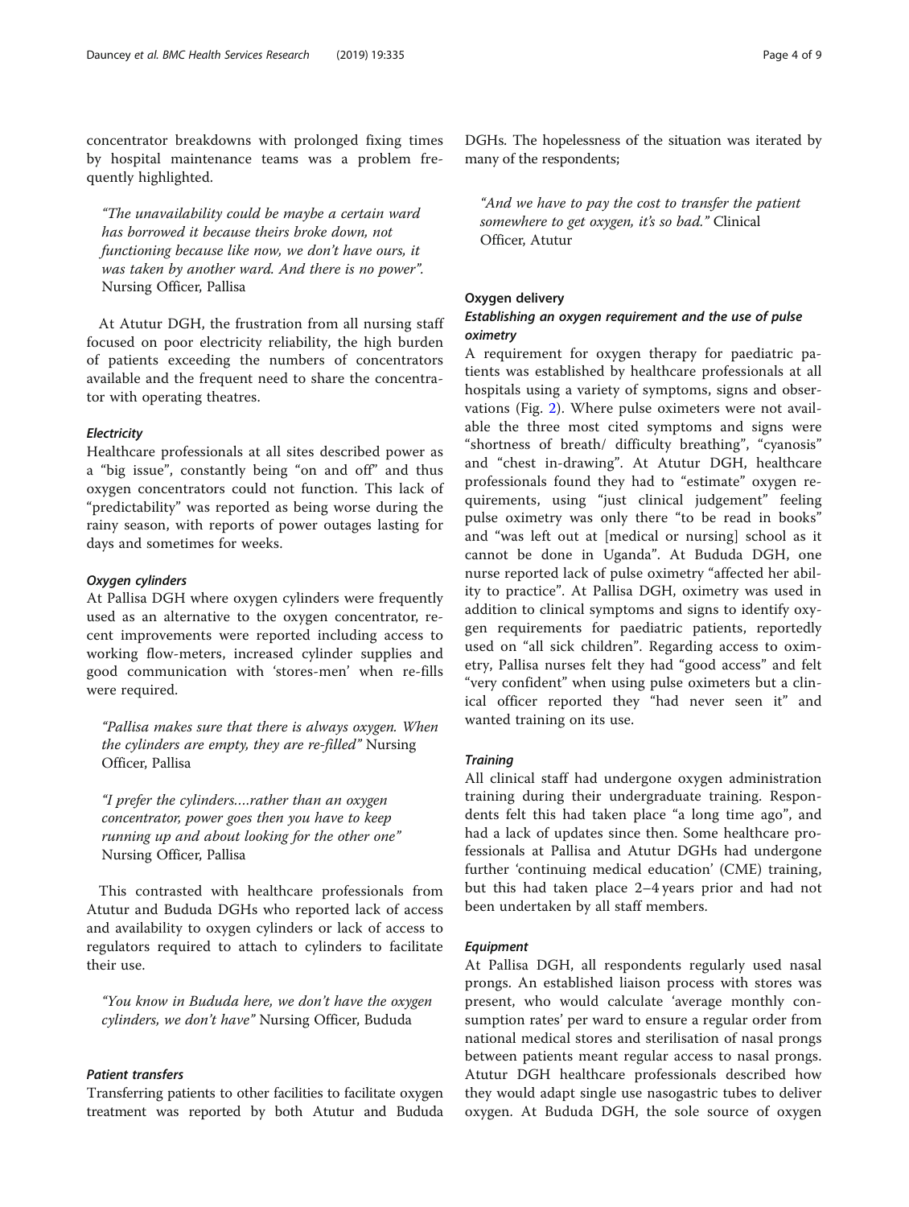concentrator breakdowns with prolonged fixing times by hospital maintenance teams was a problem frequently highlighted.

> "The unavailability could be maybe a certain ward has borrowed it because theirs broke down, not functioning because like now, we don't have ours, it was taken by another ward. And there is no power". Nursing Officer, Pallisa

At Atutur DGH, the frustration from all nursing staff focused on poor electricity reliability, the high burden of patients exceeding the numbers of concentrators available and the frequent need to share the concentrator with operating theatres.

#### Electricity

Healthcare professionals at all sites described power as a "big issue", constantly being "on and off" and thus oxygen concentrators could not function. This lack of "predictability" was reported as being worse during the rainy season, with reports of power outages lasting for days and sometimes for weeks.

#### Oxygen cylinders

At Pallisa DGH where oxygen cylinders were frequently used as an alternative to the oxygen concentrator, recent improvements were reported including access to working flow-meters, increased cylinder supplies and good communication with 'stores-men' when re-fills were required.

> "Pallisa makes sure that there is always oxygen. When the cylinders are empty, they are re-filled" Nursing Officer, Pallisa

> "I prefer the cylinders….rather than an oxygen concentrator, power goes then you have to keep running up and about looking for the other one" Nursing Officer, Pallisa

This contrasted with healthcare professionals from Atutur and Bududa DGHs who reported lack of access and availability to oxygen cylinders or lack of access to regulators required to attach to cylinders to facilitate their use.

> "You know in Bududa here, we don't have the oxygen cylinders, we don't have" Nursing Officer, Bududa

#### Patient transfers

Transferring patients to other facilities to facilitate oxygen treatment was reported by both Atutur and Bududa DGHs. The hopelessness of the situation was iterated by many of the respondents;

> "And we have to pay the cost to transfer the patient somewhere to get oxygen, it's so bad." Clinical Officer, Atutur

### Oxygen delivery

#### Establishing an oxygen requirement and the use of pulse oximetry

A requirement for oxygen therapy for paediatric patients was established by healthcare professionals at all hospitals using a variety of symptoms, signs and observations (Fig. 2). Where pulse oximeters were not available the three most cited symptoms and signs were "shortness of breath/ difficulty breathing", "cyanosis" and "chest in-drawing". At Atutur DGH, healthcare professionals found they had to "estimate" oxygen requirements, using "just clinical judgement" feeling pulse oximetry was only there "to be read in books" and "was left out at [medical or nursing] school as it cannot be done in Uganda". At Bududa DGH, one nurse reported lack of pulse oximetry "affected her ability to practice". At Pallisa DGH, oximetry was used in addition to clinical symptoms and signs to identify oxygen requirements for paediatric patients, reportedly used on "all sick children". Regarding access to oximetry, Pallisa nurses felt they had "good access" and felt "very confident" when using pulse oximeters but a clinical officer reported they "had never seen it" and wanted training on its use.

#### Training

All clinical staff had undergone oxygen administration training during their undergraduate training. Respondents felt this had taken place "a long time ago", and had a lack of updates since then. Some healthcare professionals at Pallisa and Atutur DGHs had undergone further 'continuing medical education' (CME) training, but this had taken place 2–4 years prior and had not been undertaken by all staff members.

#### Equipment

At Pallisa DGH, all respondents regularly used nasal prongs. An established liaison process with stores was present, who would calculate 'average monthly consumption rates' per ward to ensure a regular order from national medical stores and sterilisation of nasal prongs between patients meant regular access to nasal prongs. Atutur DGH healthcare professionals described how they would adapt single use nasogastric tubes to deliver oxygen. At Bududa DGH, the sole source of oxygen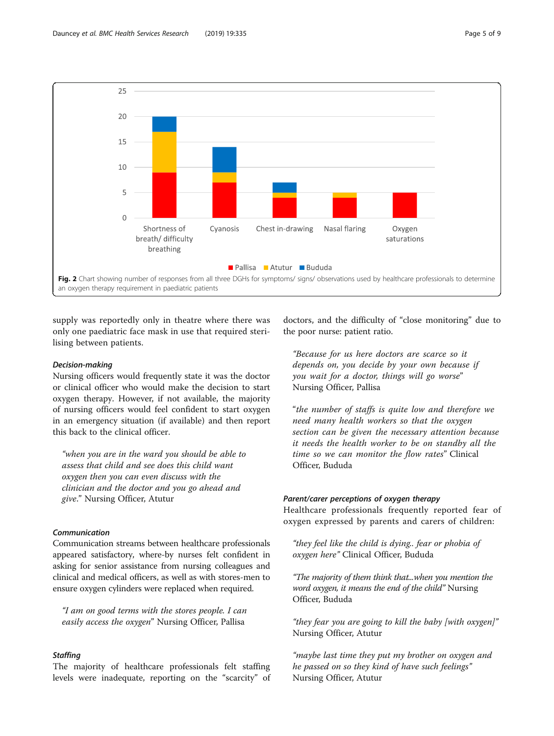Fig. 2 Chart showing number of responses from all three DGHs for symptoms/ signs/ observations used by healthcare professionals to determine an oxygen therapy requirement in paediatric patients

supply was reportedly only in theatre where there was only one paediatric face mask in use that required sterilising between patients.

### *Decision-making*

Nursing officers would frequently state it was the doctor or clinical officer who would make the decision to start oxygen therapy. However, if not available, the majority of nursing officers would feel confident to start oxygen in an emergency situation (if available) and then report this back to the clinical officer.

> *"when you are in the ward you should be able to assess that child and see does this child want oxygen then you can even discuss with the clinician and the doctor and you go ahead and give*." Nursing Officer, Atutur

### *Communication*

Communication streams between healthcare professionals appeared satisfactory, where-by nurses felt confident in asking for senior assistance from nursing colleagues and clinical and medical officers, as well as with stores-men to ensure oxygen cylinders were replaced when required.

> *"I am on good terms with the stores people. I can easily access the oxygen"* Nursing Officer, Pallisa

### *Staffing*

The majority of healthcare professionals felt staffing levels were inadequate, reporting on the "scarcity" of doctors, and the difficulty of "close monitoring" due to the poor nurse: patient ratio.

> *"Because for us here doctors are scarce so it depends on, you decide by your own because if you wait for a doctor, things will go worse*" Nursing Officer, Pallisa

> "*the number of staffs is quite low and therefore we need many health workers so that the oxygen section can be given the necessary attention because it needs the health worker to be on standby all the time so we can monitor the flow rates*" Clinical Officer, Bududa

### *Parent/carer perceptions of oxygen therapy*

Healthcare professionals frequently reported fear of oxygen expressed by parents and carers of children:

> *"they feel like the child is dying.. fear or phobia of oxygen here"* Clinical Officer, Bududa

> *"The majority of them think that...when you mention the word oxygen, it means the end of the child"* Nursing Officer, Bududa

> *"they fear you are going to kill the baby [with oxygen]"* Nursing Officer, Atutur

> *"maybe last time they put my brother on oxygen and he passed on so they kind of have such feelings"* Nursing Officer, Atutur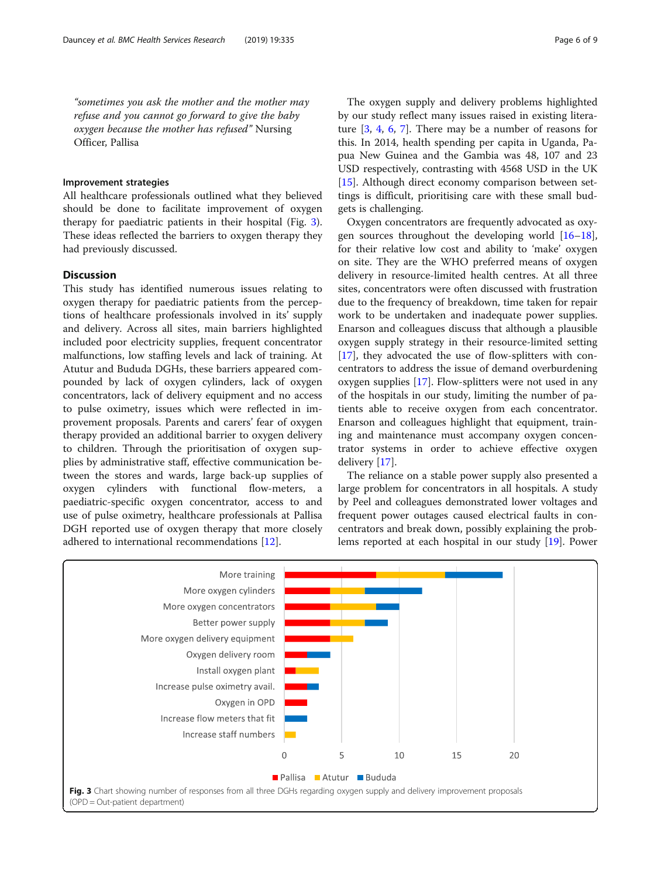*"sometimes you ask the mother and the mother may refuse and you cannot go forward to give the baby oxygen because the mother has refused"* Nursing Officer, Pallisa

### Improvement strategies

All healthcare professionals outlined what they believed should be done to facilitate improvement of oxygen therapy for paediatric patients in their hospital (Fig. 3). These ideas reflected the barriers to oxygen therapy they had previously discussed.

## Discussion

This study has identified numerous issues relating to oxygen therapy for paediatric patients from the perceptions of healthcare professionals involved in its' supply and delivery. Across all sites, main barriers highlighted included poor electricity supplies, frequent concentrator malfunctions, low staffing levels and lack of training. At Atutur and Bududa DGHs, these barriers appeared compounded by lack of oxygen cylinders, lack of oxygen concentrators, lack of delivery equipment and no access to pulse oximetry, issues which were reflected in improvement proposals. Parents and carers' fear of oxygen therapy provided an additional barrier to oxygen delivery to children. Through the prioritisation of oxygen supplies by administrative staff, effective communication between the stores and wards, large back-up supplies of oxygen cylinders with functional flow-meters, a paediatric-specific oxygen concentrator, access to and use of pulse oximetry, healthcare professionals at Pallisa DGH reported use of oxygen therapy that more closely adhered to international recommendations [12].

The oxygen supply and delivery problems highlighted by our study reflect many issues raised in existing literature [3, 4, 6, 7]. There may be a number of reasons for this. In 2014, health spending per capita in Uganda, Papua New Guinea and the Gambia was 48, 107 and 23 USD respectively, contrasting with 4568 USD in the UK [15]. Although direct economy comparison between settings is difficult, prioritising care with these small budgets is challenging.

Oxygen concentrators are frequently advocated as oxygen sources throughout the developing world [16–18], for their relative low cost and ability to 'make' oxygen on site. They are the WHO preferred means of oxygen delivery in resource-limited health centres. At all three sites, concentrators were often discussed with frustration due to the frequency of breakdown, time taken for repair work to be undertaken and inadequate power supplies. Enarson and colleagues discuss that although a plausible oxygen supply strategy in their resource-limited setting [17], they advocated the use of flow-splitters with concentrators to address the issue of demand overburdening oxygen supplies [17]. Flow-splitters were not used in any of the hospitals in our study, limiting the number of patients able to receive oxygen from each concentrator. Enarson and colleagues highlight that equipment, training and maintenance must accompany oxygen concentrator systems in order to achieve effective oxygen delivery [17].

The reliance on a stable power supply also presented a large problem for concentrators in all hospitals. A study by Peel and colleagues demonstrated lower voltages and frequent power outages caused electrical faults in concentrators and break down, possibly explaining the problems reported at each hospital in our study [19]. Power

**Fig. 3** Chart showing number of responses from all three DGHs regarding oxygen supply and delivery improvement proposals (OPD = Out-patient department)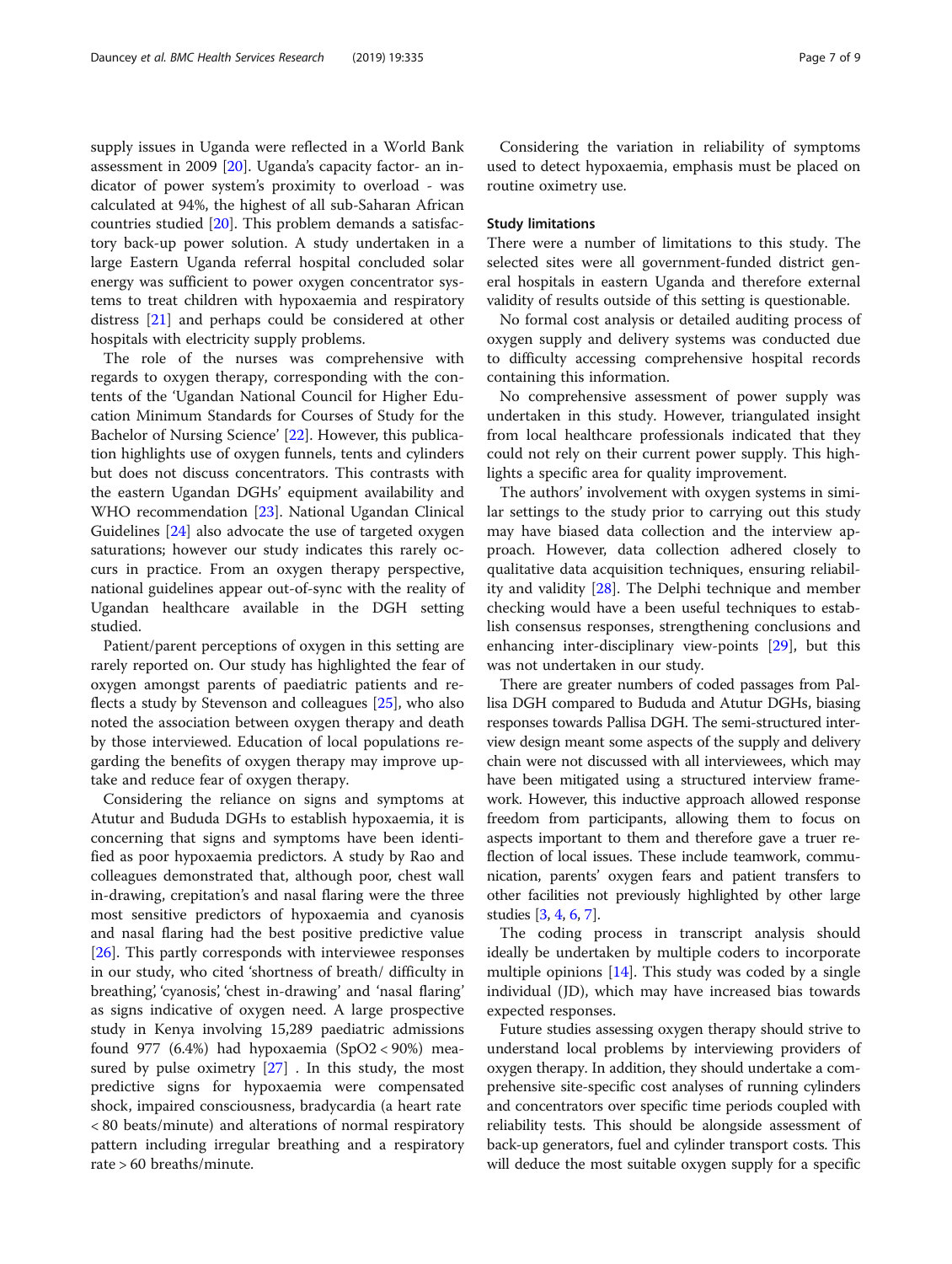supply issues in Uganda were reflected in a World Bank assessment in 2009 [20]. Uganda's capacity factor- an indicator of power system's proximity to overload - was calculated at 94%, the highest of all sub-Saharan African countries studied [20]. This problem demands a satisfactory back-up power solution. A study undertaken in a large Eastern Uganda referral hospital concluded solar energy was sufficient to power oxygen concentrator systems to treat children with hypoxaemia and respiratory distress [21] and perhaps could be considered at other hospitals with electricity supply problems.

The role of the nurses was comprehensive with regards to oxygen therapy, corresponding with the contents of the 'Ugandan National Council for Higher Education Minimum Standards for Courses of Study for the Bachelor of Nursing Science' [22]. However, this publication highlights use of oxygen funnels, tents and cylinders but does not discuss concentrators. This contrasts with the eastern Ugandan DGHs' equipment availability and WHO recommendation [23]. National Ugandan Clinical Guidelines [24] also advocate the use of targeted oxygen saturations; however our study indicates this rarely occurs in practice. From an oxygen therapy perspective, national guidelines appear out-of-sync with the reality of Ugandan healthcare available in the DGH setting studied.

Patient/parent perceptions of oxygen in this setting are rarely reported on. Our study has highlighted the fear of oxygen amongst parents of paediatric patients and reflects a study by Stevenson and colleagues [25], who also noted the association between oxygen therapy and death by those interviewed. Education of local populations regarding the benefits of oxygen therapy may improve uptake and reduce fear of oxygen therapy.

Considering the reliance on signs and symptoms at Atutur and Bududa DGHs to establish hypoxaemia, it is concerning that signs and symptoms have been identified as poor hypoxaemia predictors. A study by Rao and colleagues demonstrated that, although poor, chest wall in-drawing, crepitation's and nasal flaring were the three most sensitive predictors of hypoxaemia and cyanosis and nasal flaring had the best positive predictive value [26]. This partly corresponds with interviewee responses in our study, who cited 'shortness of breath/ difficulty in breathing', 'cyanosis', 'chest in-drawing' and 'nasal flaring' as signs indicative of oxygen need. A large prospective study in Kenya involving 15,289 paediatric admissions found 977 (6.4%) had hypoxaemia ($SpO_2 < 90\%$) measured by pulse oximetry [27] . In this study, the most predictive signs for hypoxaemia were compensated shock, impaired consciousness, bradycardia (a heart rate < 80 beats/minute) and alterations of normal respiratory pattern including irregular breathing and a respiratory rate > 60 breaths/minute.

Considering the variation in reliability of symptoms used to detect hypoxaemia, emphasis must be placed on routine oximetry use.

### Study limitations

There were a number of limitations to this study. The selected sites were all government-funded district general hospitals in eastern Uganda and therefore external validity of results outside of this setting is questionable.

No formal cost analysis or detailed auditing process of oxygen supply and delivery systems was conducted due to difficulty accessing comprehensive hospital records containing this information.

No comprehensive assessment of power supply was undertaken in this study. However, triangulated insight from local healthcare professionals indicated that they could not rely on their current power supply. This highlights a specific area for quality improvement.

The authors' involvement with oxygen systems in similar settings to the study prior to carrying out this study may have biased data collection and the interview approach. However, data collection adhered closely to qualitative data acquisition techniques, ensuring reliability and validity [28]. The Delphi technique and member checking would have a been useful techniques to establish consensus responses, strengthening conclusions and enhancing inter-disciplinary view-points [29], but this was not undertaken in our study.

There are greater numbers of coded passages from Pallisa DGH compared to Bududa and Atutur DGHs, biasing responses towards Pallisa DGH. The semi-structured interview design meant some aspects of the supply and delivery chain were not discussed with all interviewees, which may have been mitigated using a structured interview framework. However, this inductive approach allowed response freedom from participants, allowing them to focus on aspects important to them and therefore gave a truer reflection of local issues. These include teamwork, communication, parents' oxygen fears and patient transfers to other facilities not previously highlighted by other large studies [3, 4, 6, 7].

The coding process in transcript analysis should ideally be undertaken by multiple coders to incorporate multiple opinions [14]. This study was coded by a single individual (JD), which may have increased bias towards expected responses.

Future studies assessing oxygen therapy should strive to understand local problems by interviewing providers of oxygen therapy. In addition, they should undertake a comprehensive site-specific cost analyses of running cylinders and concentrators over specific time periods coupled with reliability tests. This should be alongside assessment of back-up generators, fuel and cylinder transport costs. This will deduce the most suitable oxygen supply for a specific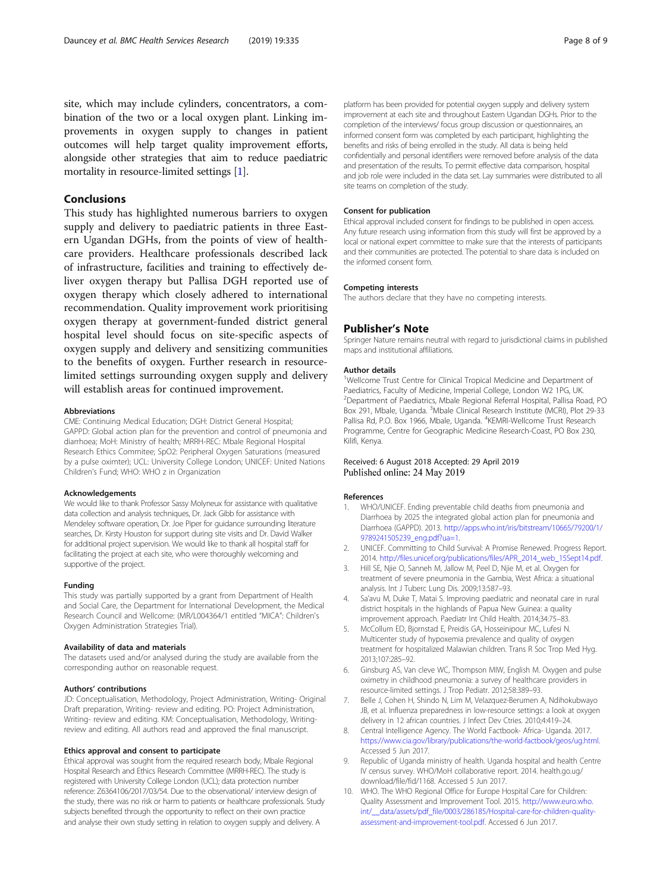site, which may include cylinders, concentrators, a combination of the two or a local oxygen plant. Linking improvements in oxygen supply to changes in patient outcomes will help target quality improvement efforts, alongside other strategies that aim to reduce paediatric mortality in resource-limited settings [1].

## Conclusions

This study has highlighted numerous barriers to oxygen supply and delivery to paediatric patients in three Eastern Ugandan DGHs, from the points of view of healthcare providers. Healthcare professionals described lack of infrastructure, facilities and training to effectively deliver oxygen therapy but Pallisa DGH reported use of oxygen therapy which closely adhered to international recommendation. Quality improvement work prioritising oxygen therapy at government-funded district general hospital level should focus on site-specific aspects of oxygen supply and delivery and sensitizing communities to the benefits of oxygen. Further research in resource-limited settings surrounding oxygen supply and delivery will establish areas for continued improvement.

#### Abbreviations

CME: Continuing Medical Education; DGH: District General Hospital; GAPPD: Global action plan for the prevention and control of pneumonia and diarrhoea; MoH: Ministry of health; MRRH-REC: Mbale Regional Hospital Research Ethics Commitee; SpO2: Peripheral Oxygen Saturations (measured by a pulse oximter); UCL: University College London; UNICEF: United Nations Children's Fund; WHO: WHO z in Organization

#### Acknowledgements

We would like to thank Professor Sassy Molyneux for assistance with qualitative data collection and analysis techniques, Dr. Jack Gibb for assistance with Mendeley software operation, Dr. Joe Piper for guidance surrounding literature searches, Dr. Kirsty Houston for support during site visits and Dr. David Walker for additional project supervision. We would like to thank all hospital staff for facilitating the project at each site, who were thoroughly welcoming and supportive of the project.

#### Funding

This study was partially supported by a grant from Department of Health and Social Care, the Department for International Development, the Medical Research Council and Wellcome: (MR/L004364/1 entitled "MICA": Children's Oxygen Administration Strategies Trial).

#### Availability of data and materials

The datasets used and/or analysed during the study are available from the corresponding author on reasonable request.

#### Authors' contributions

JD: Conceptualisation, Methodology, Project Administration, Writing- Original Draft preparation, Writing- review and editing. PO: Project Administration, Writing- review and editing. KM: Conceptualisation, Methodology, Writing-review and editing. All authors read and approved the final manuscript.

#### Ethics approval and consent to participate

Ethical approval was sought from the required research body, Mbale Regional Hospital Research and Ethics Research Committee (MRRH-REC). The study is registered with University College London (UCL); data protection number reference: Z6364106/2017/03/54. Due to the observational/ interview design of the study, there was no risk or harm to patients or healthcare professionals. Study subjects benefited through the opportunity to reflect on their own practice and analyse their own study setting in relation to oxygen supply and delivery. A platform has been provided for potential oxygen supply and delivery system improvement at each site and throughout Eastern Ugandan DGHs. Prior to the completion of the interviews/ focus group discussion or questionnaires, an informed consent form was completed by each participant, highlighting the benefits and risks of being enrolled in the study. All data is being held confidentially and personal identifiers were removed before analysis of the data and presentation of the results. To permit effective data comparison, hospital and job role were included in the data set. Lay summaries were distributed to all site teams on completion of the study.

#### Consent for publication

Ethical approval included consent for findings to be published in open access. Any future research using information from this study will first be approved by a local or national expert committee to make sure that the interests of participants and their communities are protected. The potential to share data is included on the informed consent form.

#### Competing interests

The authors declare that they have no competing interests.

## Publisher's Note

Springer Nature remains neutral with regard to jurisdictional claims in published maps and institutional affiliations.

#### Author details

[1]Wellcome Trust Centre for Clinical Tropical Medicine and Department of Paediatrics, Faculty of Medicine, Imperial College, London W2 1PG, UK. [2]Department of Paediatrics, Mbale Regional Referral Hospital, Pallisa Road, PO Box 291, Mbale, Uganda. [3]Mbale Clinical Research Institute (MCRI), Plot 29-33 Pallisa Rd, P.O. Box 1966, Mbale, Uganda. [4]KEMRI-Wellcome Trust Research Programme, Centre for Geographic Medicine Research-Coast, PO Box 230, Kilifi, Kenya.

Received: 6 August 2018 Accepted: 29 April 2019
Published online: 24 May 2019

#### References

1. WHO/UNICEF. Ending preventable child deaths from pneumonia and Diarrhoea by 2025 the integrated global action plan for pneumonia and Diarrhoea (GAPPD). 2013. http://apps.who.int/iris/bitstream/10665/79200/1/9789241505239_eng.pdf?ua=1.
2. UNICEF. Committing to Child Survival: A Promise Renewed. Progress Report. 2014. http://files.unicef.org/publications/files/APR_2014_web_15Sept14.pdf.
3. Hill SE, Njie O, Sanneh M, Jallow M, Peel D, Njie M, et al. Oxygen for treatment of severe pneumonia in the Gambia, West Africa: a situational analysis. Int J Tuberc Lung Dis. 2009;13:587–93.
4. Sa'avu M, Duke T, Matai S. Improving paediatric and neonatal care in rural district hospitals in the highlands of Papua New Guinea: a quality improvement approach. Paediatr Int Child Health. 2014;34:75–83.
5. McCollum ED, Bjornstad E, Preidis GA, Hosseinipour MC, Lufesi N. Multicenter study of hypoxemia prevalence and quality of oxygen treatment for hospitalized Malawian children. Trans R Soc Trop Med Hyg. 2013;107:285–92.
6. Ginsburg AS, Van cleve WC, Thompson MIW, English M. Oxygen and pulse oximetry in childhood pneumonia: a survey of healthcare providers in resource-limited settings. J Trop Pediatr. 2012;58:389–93.
7. Belle J, Cohen H, Shindo N, Lim M, Velazquez-Berumen A, Ndihokubwayo JB, et al. Influenza preparedness in low-resource settings: a look at oxygen delivery in 12 african countries. J Infect Dev Ctries. 2010;4:419–24.
8. Central Intelligence Agency. The World Factbook- Africa- Uganda. 2017. https://www.cia.gov/library/publications/the-world-factbook/geos/ug.html. Accessed 5 Jun 2017.
9. Republic of Uganda ministry of health. Uganda hospital and health Centre IV census survey. WHO/MoH collaborative report. 2014. health.go.ug/download/file/fid/1168. Accessed 5 Jun 2017.
10. WHO. The WHO Regional Office for Europe Hospital Care for Children: Quality Assessment and Improvement Tool. 2015. http://www.euro.who.int/__data/assets/pdf_file/0003/286185/Hospital-care-for-children-quality-assessment-and-improvement-tool.pdf. Accessed 6 Jun 2017.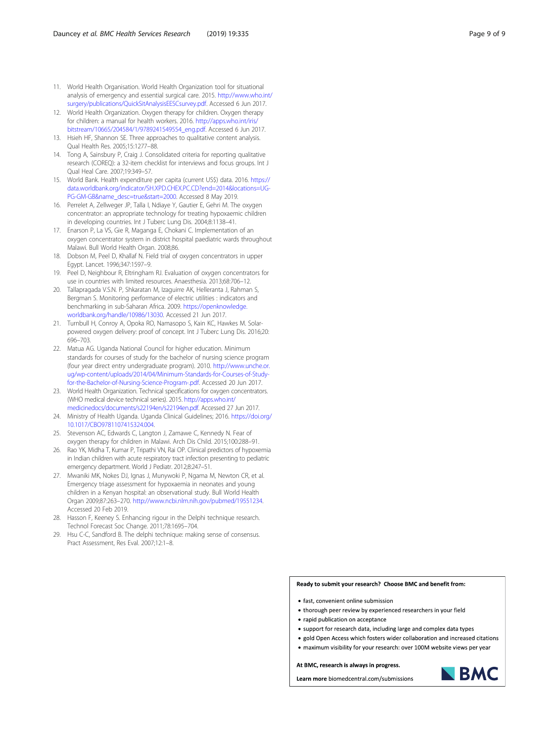11. World Health Organisation. World Health Organization tool for situational analysis of emergency and essential surgical care. 2015. http://www.who.int/surgery/publications/QuickSitAnalysisEESCsurvey.pdf. Accessed 6 Jun 2017.
12. World Health Organization. Oxygen therapy for children. Oxygen therapy for children: a manual for health workers. 2016. http://apps.who.int/iris/bitstream/10665/204584/1/9789241549554_eng.pdf. Accessed 6 Jun 2017.
13. Hsieh HF, Shannon SE. Three approaches to qualitative content analysis. Qual Health Res. 2005;15:1277–88.
14. Tong A, Sainsbury P, Craig J. Consolidated criteria for reporting qualitative research (COREQ): a 32-item checklist for interviews and focus groups. Int J Qual Heal Care. 2007;19:349–57.
15. World Bank. Health expenditure per capita (current US$) data. 2016. https://data.worldbank.org/indicator/SH.XPD.CHEX.PC.CD?end=2014&locations=UG-PG-GM-GB&name_desc=true&start=2000. Accessed 8 May 2019.
16. Perrelet A, Zellweger JP, Talla I, Ndiaye Y, Gautier E, Gehri M. The oxygen concentrator: an appropriate technology for treating hypoxaemic children in developing countries. Int J Tuberc Lung Dis. 2004;8:1138–41.
17. Enarson P, La VS, Gie R, Maganga E, Chokani C. Implementation of an oxygen concentrator system in district hospital paediatric wards throughout Malawi. Bull World Health Organ. 2008;86.
18. Dobson M, Peel D, Khallaf N. Field trial of oxygen concentrators in upper Egypt. Lancet. 1996;347:1597–9.
19. Peel D, Neighbour R, Eltringham RJ. Evaluation of oxygen concentrators for use in countries with limited resources. Anaesthesia. 2013;68:706–12.
20. Tallapragada V.S.N. P, Shkaratan M, Izaguirre AK, Helleranta J, Rahman S, Bergman S. Monitoring performance of electric utilities : indicators and benchmarking in sub-Saharan Africa. 2009. https://openknowledge.worldbank.org/handle/10986/13030. Accessed 21 Jun 2017.
21. Turnbull H, Conroy A, Opoka RO, Namasopo S, Kain KC, Hawkes M. Solar-powered oxygen delivery: proof of concept. Int J Tuberc Lung Dis. 2016;20:696–703.
22. Matua AG. Uganda National Council for higher education. Minimum standards for courses of study for the bachelor of nursing science program (four year direct entry undergraduate program). 2010. http://www.unche.or.ug/wp-content/uploads/2014/04/Minimum-Standards-for-Courses-of-Study-for-the-Bachelor-of-Nursing-Science-Program-.pdf. Accessed 20 Jun 2017.
23. World Health Organization. Technical specifications for oxygen concentrators. (WHO medical device technical series). 2015. http://apps.who.int/medicinedocs/documents/s22194en/s22194en.pdf. Accessed 27 Jun 2017.
24. Ministry of Health Uganda. Uganda Clinical Guidelines; 2016. https://doi.org/10.1017/CBO9781107415324.004.
25. Stevenson AC, Edwards C, Langton J, Zamawe C, Kennedy N. Fear of oxygen therapy for children in Malawi. Arch Dis Child. 2015;100:288–91.
26. Rao YK, Midha T, Kumar P, Tripathi VN, Rai OP. Clinical predictors of hypoxemia in Indian children with acute respiratory tract infection presenting to pediatric emergency department. World J Pediatr. 2012;8:247–51.
27. Mwaniki MK, Nokes DJ, Ignas J, Munywoki P, Ngama M, Newton CR, et al. Emergency triage assessment for hypoxaemia in neonates and young children in a Kenyan hospital: an observational study. Bull World Health Organ 2009;87:263–270. http://www.ncbi.nlm.nih.gov/pubmed/19551234. Accessed 20 Feb 2019.
28. Hasson F, Keeney S. Enhancing rigour in the Delphi technique research. Technol Forecast Soc Change. 2011;78:1695–704.
29. Hsu C-C, Sandford B. The delphi technique: making sense of consensus. Pract Assessment, Res Eval. 2007;12:1–8.

**Ready to submit your research? Choose BMC and benefit from:**

- fast, convenient online submission
- thorough peer review by experienced researchers in your field
- rapid publication on acceptance
- support for research data, including large and complex data types
- gold Open Access which fosters wider collaboration and increased citations
- maximum visibility for your research: over 100M website views per year

**At BMC, research is always in progress.**

**Learn more** biomedcentral.com/submissions

BMC